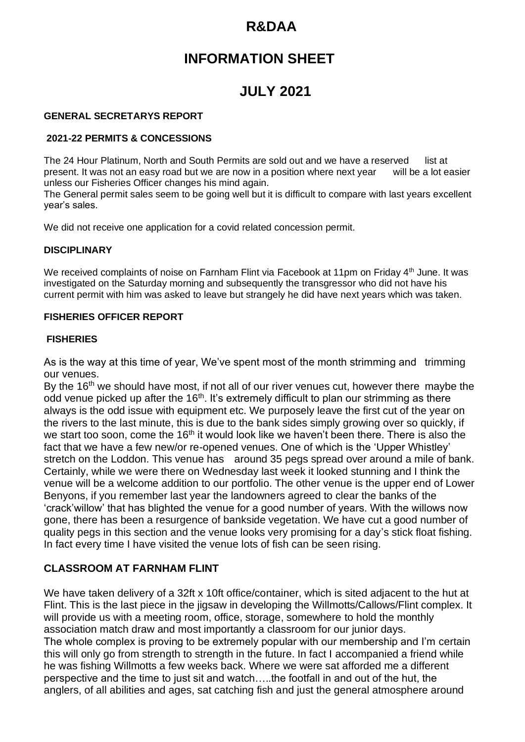# R&DAA

# INFORMATION SHEET

# JULY 2021

### GENERAL SECRETARYS REPORT

#### 2021-22 PERMITS & CONCESSIONS

The 24 Hour Platinum, North and South Permits are sold out and we have a reserved list at present. It was not an easy road but we are now in a position where next year will be a lot easier unless our Fisheries Officer changes his mind again.
The General permit sales seem to be going well but it is difficult to compare with last years excellent year's sales.

We did not receive one application for a covid related concession permit.

#### DISCIPLINARY

We received complaints of noise on Farnham Flint via Facebook at 11pm on Friday 4th June. It was investigated on the Saturday morning and subsequently the transgressor who did not have his current permit with him was asked to leave but strangely he did have next years which was taken.

### FISHERIES OFFICER REPORT

#### FISHERIES

As is the way at this time of year, We've spent most of the month strimming and trimming our venues.
By the 16th we should have most, if not all of our river venues cut, however there maybe the odd venue picked up after the 16th. It's extremely difficult to plan our strimming as there always is the odd issue with equipment etc. We purposely leave the first cut of the year on the rivers to the last minute, this is due to the bank sides simply growing over so quickly, if we start too soon, come the 16th it would look like we haven't been there. There is also the fact that we have a few new/or re-opened venues. One of which is the 'Upper Whistley' stretch on the Loddon. This venue has around 35 pegs spread over around a mile of bank. Certainly, while we were there on Wednesday last week it looked stunning and I think the venue will be a welcome addition to our portfolio. The other venue is the upper end of Lower Benyons, if you remember last year the landowners agreed to clear the banks of the 'crack'willow' that has blighted the venue for a good number of years. With the willows now gone, there has been a resurgence of bankside vegetation. We have cut a good number of quality pegs in this section and the venue looks very promising for a day's stick float fishing. In fact every time I have visited the venue lots of fish can be seen rising.

#### CLASSROOM AT FARNHAM FLINT

We have taken delivery of a 32ft x 10ft office/container, which is sited adjacent to the hut at Flint. This is the last piece in the jigsaw in developing the Willmotts/Callows/Flint complex. It will provide us with a meeting room, office, storage, somewhere to hold the monthly association match draw and most importantly a classroom for our junior days.
The whole complex is proving to be extremely popular with our membership and I'm certain this will only go from strength to strength in the future. In fact I accompanied a friend while he was fishing Willmotts a few weeks back. Where we were sat afforded me a different perspective and the time to just sit and watch…..the footfall in and out of the hut, the anglers, of all abilities and ages, sat catching fish and just the general atmosphere around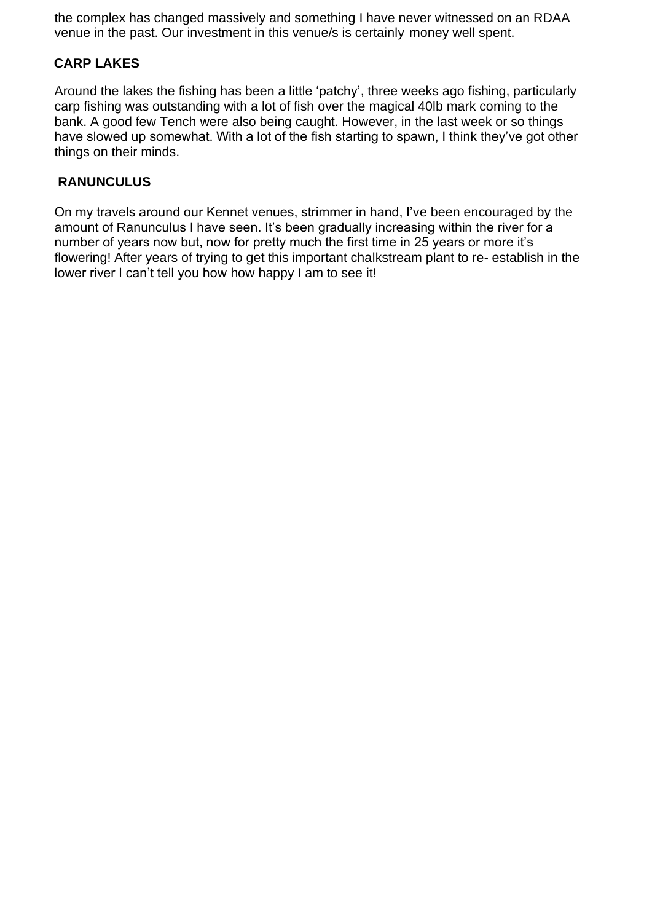the complex has changed massively and something I have never witnessed on an RDAA venue in the past. Our investment in this venue/s is certainly money well spent.

## CARP LAKES

Around the lakes the fishing has been a little 'patchy', three weeks ago fishing, particularly carp fishing was outstanding with a lot of fish over the magical 40lb mark coming to the bank. A good few Tench were also being caught. However, in the last week or so things have slowed up somewhat. With a lot of the fish starting to spawn, I think they've got other things on their minds.

## RANUNCULUS

On my travels around our Kennet venues, strimmer in hand, I've been encouraged by the amount of Ranunculus I have seen. It's been gradually increasing within the river for a number of years now but, now for pretty much the first time in 25 years or more it's flowering! After years of trying to get this important chalkstream plant to re- establish in the lower river I can't tell you how how happy I am to see it!